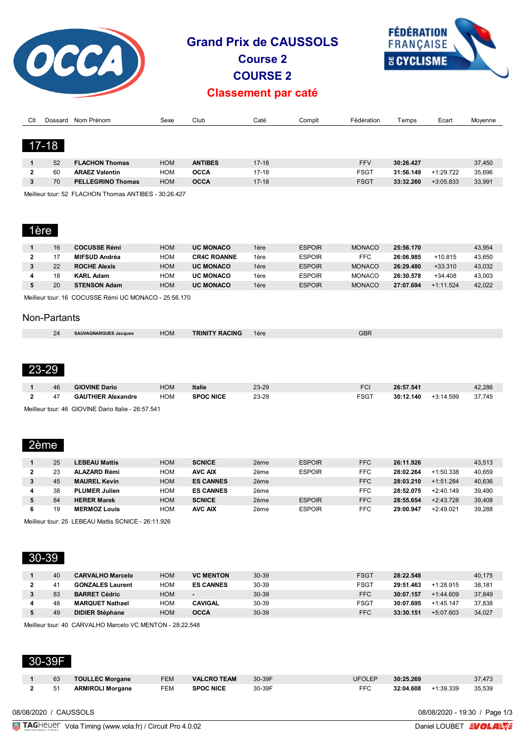# Grand Prix de CAUSSOLS

## Course 2

## COURSE 2

## Classement par caté

## 17-18

| Clt | Dossard | Nom Prénom | Sexe | Club | Caté | Complt | Fédération | Temps | Ecart | Moyenne |
|---|---|---|---|---|---|---|---|---|---|---|
| 1 | 52 | **FLACHON Thomas** | HOM | **ANTIBES** | 17-18 | | FFV | **30:26.427** | | 37,450 |
| 2 | 60 | **ARAEZ Valentin** | HOM | **OCCA** | 17-18 | | FSGT | **31:56.149** | +1:29.722 | 35,696 |
| 3 | 70 | **PELLEGRINO Thomas** | HOM | **OCCA** | 17-18 | | FSGT | **33:32.260** | +3:05.833 | 33,991 |

Meilleur tour: 52 FLACHON Thomas ANTIBES - 30:26.427

## 1ère

| Clt | Dossard | Nom Prénom | Sexe | Club | Caté | Complt | Fédération | Temps | Ecart | Moyenne |
|---|---|---|---|---|---|---|---|---|---|---|
| 1 | 16 | **COCUSSE Rémi** | HOM | **UC MONACO** | 1ère | ESPOIR | MONACO | **25:56.170** | | 43,954 |
| 2 | 17 | **MIFSUD Andréa** | HOM | **CR4C ROANNE** | 1ère | ESPOIR | FFC | **26:06.985** | +10.815 | 43,650 |
| 3 | 22 | **ROCHE Alexis** | HOM | **UC MONACO** | 1ère | ESPOIR | MONACO | **26:29.480** | +33.310 | 43,032 |
| 4 | 18 | **KARL Adam** | HOM | **UC MONACO** | 1ère | ESPOIR | MONACO | **26:30.578** | +34.408 | 43,003 |
| 5 | 20 | **STENSON Adam** | HOM | **UC MONACO** | 1ère | ESPOIR | MONACO | **27:07.694** | +1:11.524 | 42,022 |

Meilleur tour: 16 COCUSSE Rémi UC MONACO - 25:56.170

### Non-Partants

| Clt | Dossard | Nom Prénom | Sexe | Club | Caté | Complt | Fédération | Temps | Ecart | Moyenne |
|---|---|---|---|---|---|---|---|---|---|---|
| | 24 | **SAUVAGNARGUES Jacques** | HOM | **TRINITY RACING** | 1ère | | GBR | | | |

## 23-29

| Clt | Dossard | Nom Prénom | Sexe | Club | Caté | Complt | Fédération | Temps | Ecart | Moyenne |
|---|---|---|---|---|---|---|---|---|---|---|
| 1 | 46 | **GIOVINE Dario** | HOM | **Italie** | 23-29 | | FCI | **26:57.541** | | 42,286 |
| 2 | 47 | **GAUTHIER Alexandre** | HOM | **SPOC NICE** | 23-29 | | FSGT | **30:12.140** | +3:14.599 | 37,745 |

Meilleur tour: 46 GIOVINE Dario Italie - 26:57.541

## 2ème

| Clt | Dossard | Nom Prénom | Sexe | Club | Caté | Complt | Fédération | Temps | Ecart | Moyenne |
|---|---|---|---|---|---|---|---|---|---|---|
| 1 | 25 | **LEBEAU Mattis** | HOM | **SCNICE** | 2ème | ESPOIR | FFC | **26:11.926** | | 43,513 |
| 2 | 23 | **ALAZARD Rémi** | HOM | **AVC AIX** | 2ème | ESPOIR | FFC | **28:02.264** | +1:50.338 | 40,659 |
| 3 | 45 | **MAUREL Kevin** | HOM | **ES CANNES** | 2ème | | FFC | **28:03.210** | +1:51.284 | 40,636 |
| 4 | 38 | **PLUMER Julien** | HOM | **ES CANNES** | 2ème | | FFC | **28:52.075** | +2:40.149 | 39,490 |
| 5 | 84 | **HERER Marek** | HOM | **SCNICE** | 2ème | ESPOIR | FFC | **28:55.654** | +2:43.728 | 39,408 |
| 6 | 19 | **MERMOZ Louis** | HOM | **AVC AIX** | 2ème | ESPOIR | FFC | **29:00.947** | +2:49.021 | 39,288 |

Meilleur tour: 25 LEBEAU Mattis SCNICE - 26:11.926

## 30-39

| Clt | Dossard | Nom Prénom | Sexe | Club | Caté | Complt | Fédération | Temps | Ecart | Moyenne |
|---|---|---|---|---|---|---|---|---|---|---|
| 1 | 40 | **CARVALHO Marcelo** | HOM | **VC MENTON** | 30-39 | | FSGT | **28:22.548** | | 40,175 |
| 2 | 41 | **GONZALES Laurent** | HOM | **ES CANNES** | 30-39 | | FSGT | **29:51.463** | +1:28.915 | 38,181 |
| 3 | 83 | **BARRET Cédric** | HOM | **-** | 30-39 | | FFC | **30:07.157** | +1:44.609 | 37,849 |
| 4 | 48 | **MARQUET Nathael** | HOM | **CAVIGAL** | 30-39 | | FSGT | **30:07.695** | +1:45.147 | 37,838 |
| 5 | 49 | **DIDIER Stéphane** | HOM | **OCCA** | 30-39 | | FFC | **33:30.151** | +5:07.603 | 34,027 |

Meilleur tour: 40 CARVALHO Marcelo VC MENTON - 28:22.548

## 30-39F

| Clt | Dossard | Nom Prénom | Sexe | Club | Caté | Complt | Fédération | Temps | Ecart | Moyenne |
|---|---|---|---|---|---|---|---|---|---|---|
| 1 | 63 | **TOULLEC Morgane** | FEM | **VALCRO TEAM** | 30-39F | | UFOLEP | **30:25.269** | | 37,473 |
| 2 | 51 | **ARMIROLI Morgane** | FEM | **SPOC NICE** | 30-39F | | FFC | **32:04.608** | +1:39.339 | 35,539 |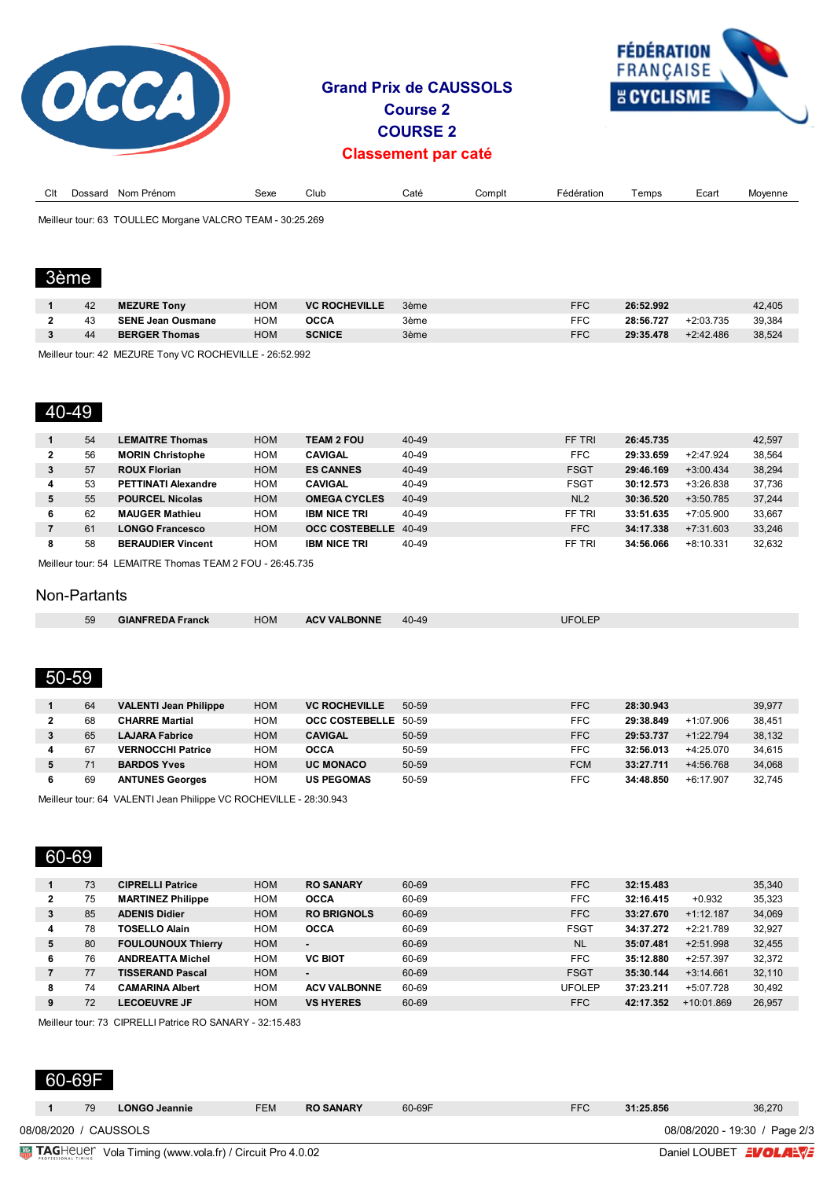# Grand Prix de CAUSSOLS

## Course 2

## COURSE 2

## Classement par caté

| Clt | Dossard | Nom Prénom | Sexe | Club | Caté | Complt | Fédération | Temps | Ecart | Moyenne |
|---|---|---|---|---|---|---|---|---|---|---|

Meilleur tour: 63 TOULLEC Morgane VALCRO TEAM - 30:25.269

### 3ème

| Clt | Dossard | Nom Prénom | Sexe | Club | Caté | Complt | Fédération | Temps | Ecart | Moyenne |
|---|---|---|---|---|---|---|---|---|---|---|
| 1 | 42 | **MEZURE Tony** | HOM | **VC ROCHEVILLE** | 3ème | | FFC | **26:52.992** | | 42,405 |
| 2 | 43 | **SENE Jean Ousmane** | HOM | **OCCA** | 3ème | | FFC | **28:56.727** | +2:03.735 | 39,384 |
| 3 | 44 | **BERGER Thomas** | HOM | **SCNICE** | 3ème | | FFC | **29:35.478** | +2:42.486 | 38,524 |

Meilleur tour: 42 MEZURE Tony VC ROCHEVILLE - 26:52.992

### 40-49

| Clt | Dossard | Nom Prénom | Sexe | Club | Caté | Complt | Fédération | Temps | Ecart | Moyenne |
|---|---|---|---|---|---|---|---|---|---|---|
| 1 | 54 | **LEMAITRE Thomas** | HOM | **TEAM 2 FOU** | 40-49 | | FF TRI | **26:45.735** | | 42,597 |
| 2 | 56 | **MORIN Christophe** | HOM | **CAVIGAL** | 40-49 | | FFC | **29:33.659** | +2:47.924 | 38,564 |
| 3 | 57 | **ROUX Florian** | HOM | **ES CANNES** | 40-49 | | FSGT | **29:46.169** | +3:00.434 | 38,294 |
| 4 | 53 | **PETTINATI Alexandre** | HOM | **CAVIGAL** | 40-49 | | FSGT | **30:12.573** | +3:26.838 | 37,736 |
| 5 | 55 | **POURCEL Nicolas** | HOM | **OMEGA CYCLES** | 40-49 | | NL2 | **30:36.520** | +3:50.785 | 37,244 |
| 6 | 62 | **MAUGER Mathieu** | HOM | **IBM NICE TRI** | 40-49 | | FF TRI | **33:51.635** | +7:05.900 | 33,667 |
| 7 | 61 | **LONGO Francesco** | HOM | **OCC COSTEBELLE** | 40-49 | | FFC | **34:17.338** | +7:31.603 | 33,246 |
| 8 | 58 | **BERAUDIER Vincent** | HOM | **IBM NICE TRI** | 40-49 | | FF TRI | **34:56.066** | +8:10.331 | 32,632 |

Meilleur tour: 54 LEMAITRE Thomas TEAM 2 FOU - 26:45.735

### Non-Partants

| Clt | Dossard | Nom Prénom | Sexe | Club | Caté | Complt | Fédération | Temps | Ecart | Moyenne |
|---|---|---|---|---|---|---|---|---|---|---|
| | 59 | **GIANFREDA Franck** | HOM | **ACV VALBONNE** | 40-49 | | UFOLEP | | | |

### 50-59

| Clt | Dossard | Nom Prénom | Sexe | Club | Caté | Complt | Fédération | Temps | Ecart | Moyenne |
|---|---|---|---|---|---|---|---|---|---|---|
| 1 | 64 | **VALENTI Jean Philippe** | HOM | **VC ROCHEVILLE** | 50-59 | | FFC | **28:30.943** | | 39,977 |
| 2 | 68 | **CHARRE Martial** | HOM | **OCC COSTEBELLE** | 50-59 | | FFC | **29:38.849** | +1:07.906 | 38,451 |
| 3 | 65 | **LAJARA Fabrice** | HOM | **CAVIGAL** | 50-59 | | FFC | **29:53.737** | +1:22.794 | 38,132 |
| 4 | 67 | **VERNOCCHI Patrice** | HOM | **OCCA** | 50-59 | | FFC | **32:56.013** | +4:25.070 | 34,615 |
| 5 | 71 | **BARDOS Yves** | HOM | **UC MONACO** | 50-59 | | FCM | **33:27.711** | +4:56.768 | 34,068 |
| 6 | 69 | **ANTUNES Georges** | HOM | **US PEGOMAS** | 50-59 | | FFC | **34:48.850** | +6:17.907 | 32,745 |

Meilleur tour: 64 VALENTI Jean Philippe VC ROCHEVILLE - 28:30.943

### 60-69

| Clt | Dossard | Nom Prénom | Sexe | Club | Caté | Complt | Fédération | Temps | Ecart | Moyenne |
|---|---|---|---|---|---|---|---|---|---|---|
| 1 | 73 | **CIPRELLI Patrice** | HOM | **RO SANARY** | 60-69 | | FFC | **32:15.483** | | 35,340 |
| 2 | 75 | **MARTINEZ Philippe** | HOM | **OCCA** | 60-69 | | FFC | **32:16.415** | +0.932 | 35,323 |
| 3 | 85 | **ADENIS Didier** | HOM | **RO BRIGNOLS** | 60-69 | | FFC | **33:27.670** | +1:12.187 | 34,069 |
| 4 | 78 | **TOSELLO Alain** | HOM | **OCCA** | 60-69 | | FSGT | **34:37.272** | +2:21.789 | 32,927 |
| 5 | 80 | **FOULOUNOUX Thierry** | HOM | **-** | 60-69 | | NL | **35:07.481** | +2:51.998 | 32,455 |
| 6 | 76 | **ANDREATTA Michel** | HOM | **VC BIOT** | 60-69 | | FFC | **35:12.880** | +2:57.397 | 32,372 |
| 7 | 77 | **TISSERAND Pascal** | HOM | **-** | 60-69 | | FSGT | **35:30.144** | +3:14.661 | 32,110 |
| 8 | 74 | **CAMARINA Albert** | HOM | **ACV VALBONNE** | 60-69 | | UFOLEP | **37:23.211** | +5:07.728 | 30,492 |
| 9 | 72 | **LECOEUVRE JF** | HOM | **VS HYERES** | 60-69 | | FFC | **42:17.352** | +10:01.869 | 26,957 |

Meilleur tour: 73 CIPRELLI Patrice RO SANARY - 32:15.483

### 60-69F

| Clt | Dossard | Nom Prénom | Sexe | Club | Caté | Complt | Fédération | Temps | Ecart | Moyenne |
|---|---|---|---|---|---|---|---|---|---|---|
| 1 | 79 | **LONGO Jeannie** | FEM | **RO SANARY** | 60-69F | | FFC | **31:25.856** | | 36,270 |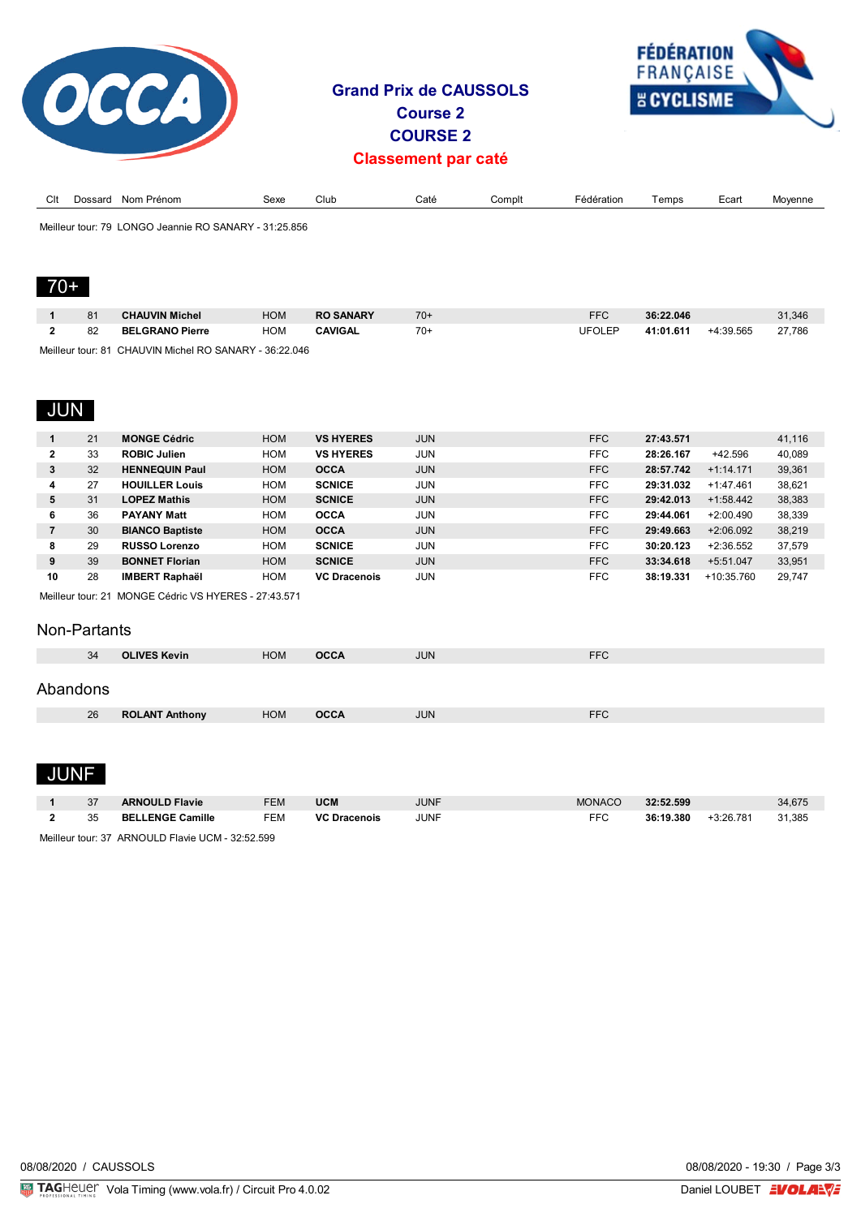# Grand Prix de CAUSSOLS

## Course 2

## COURSE 2

## Classement par caté

| Clt | Dossard | Nom Prénom | Sexe | Club | Caté | Complt | Fédération | Temps | Ecart | Moyenne |
|---|---|---|---|---|---|---|---|---|---|---|

Meilleur tour: 79 LONGO Jeannie RO SANARY - 31:25.856

## 70+

| Clt | Dossard | Nom Prénom | Sexe | Club | Caté | Complt | Fédération | Temps | Ecart | Moyenne |
|---|---|---|---|---|---|---|---|---|---|---|
| 1 | 81 | **CHAUVIN Michel** | HOM | **RO SANARY** | 70+ | | FFC | **36:22.046** | | 31,346 |
| 2 | 82 | **BELGRANO Pierre** | HOM | **CAVIGAL** | 70+ | | UFOLEP | **41:01.611** | +4:39.565 | 27,786 |

Meilleur tour: 81 CHAUVIN Michel RO SANARY - 36:22.046

## JUN

| Clt | Dossard | Nom Prénom | Sexe | Club | Caté | Complt | Fédération | Temps | Ecart | Moyenne |
|---|---|---|---|---|---|---|---|---|---|---|
| 1 | 21 | **MONGE Cédric** | HOM | **VS HYERES** | JUN | | FFC | **27:43.571** | | 41,116 |
| 2 | 33 | **ROBIC Julien** | HOM | **VS HYERES** | JUN | | FFC | **28:26.167** | +42.596 | 40,089 |
| 3 | 32 | **HENNEQUIN Paul** | HOM | **OCCA** | JUN | | FFC | **28:57.742** | +1:14.171 | 39,361 |
| 4 | 27 | **HOUILLER Louis** | HOM | **SCNICE** | JUN | | FFC | **29:31.032** | +1:47.461 | 38,621 |
| 5 | 31 | **LOPEZ Mathis** | HOM | **SCNICE** | JUN | | FFC | **29:42.013** | +1:58.442 | 38,383 |
| 6 | 36 | **PAYANY Matt** | HOM | **OCCA** | JUN | | FFC | **29:44.061** | +2:00.490 | 38,339 |
| 7 | 30 | **BIANCO Baptiste** | HOM | **OCCA** | JUN | | FFC | **29:49.663** | +2:06.092 | 38,219 |
| 8 | 29 | **RUSSO Lorenzo** | HOM | **SCNICE** | JUN | | FFC | **30:20.123** | +2:36.552 | 37,579 |
| 9 | 39 | **BONNET Florian** | HOM | **SCNICE** | JUN | | FFC | **33:34.618** | +5:51.047 | 33,951 |
| 10 | 28 | **IMBERT Raphaël** | HOM | **VC Dracenois** | JUN | | FFC | **38:19.331** | +10:35.760 | 29,747 |

Meilleur tour: 21 MONGE Cédric VS HYERES - 27:43.571

### Non-Partants

| Clt | Dossard | Nom Prénom | Sexe | Club | Caté | Complt | Fédération | Temps | Ecart | Moyenne |
|---|---|---|---|---|---|---|---|---|---|---|
| | 34 | **OLIVES Kevin** | HOM | **OCCA** | JUN | | FFC | | | |

### Abandons

| Clt | Dossard | Nom Prénom | Sexe | Club | Caté | Complt | Fédération | Temps | Ecart | Moyenne |
|---|---|---|---|---|---|---|---|---|---|---|
| | 26 | **ROLANT Anthony** | HOM | **OCCA** | JUN | | FFC | | | |

## JUNF

| Clt | Dossard | Nom Prénom | Sexe | Club | Caté | Complt | Fédération | Temps | Ecart | Moyenne |
|---|---|---|---|---|---|---|---|---|---|---|
| 1 | 37 | **ARNOULD Flavie** | FEM | **UCM** | JUNF | | MONACO | **32:52.599** | | 34,675 |
| 2 | 35 | **BELLENGE Camille** | FEM | **VC Dracenois** | JUNF | | FFC | **36:19.380** | +3:26.781 | 31,385 |

Meilleur tour: 37 ARNOULD Flavie UCM - 32:52.599